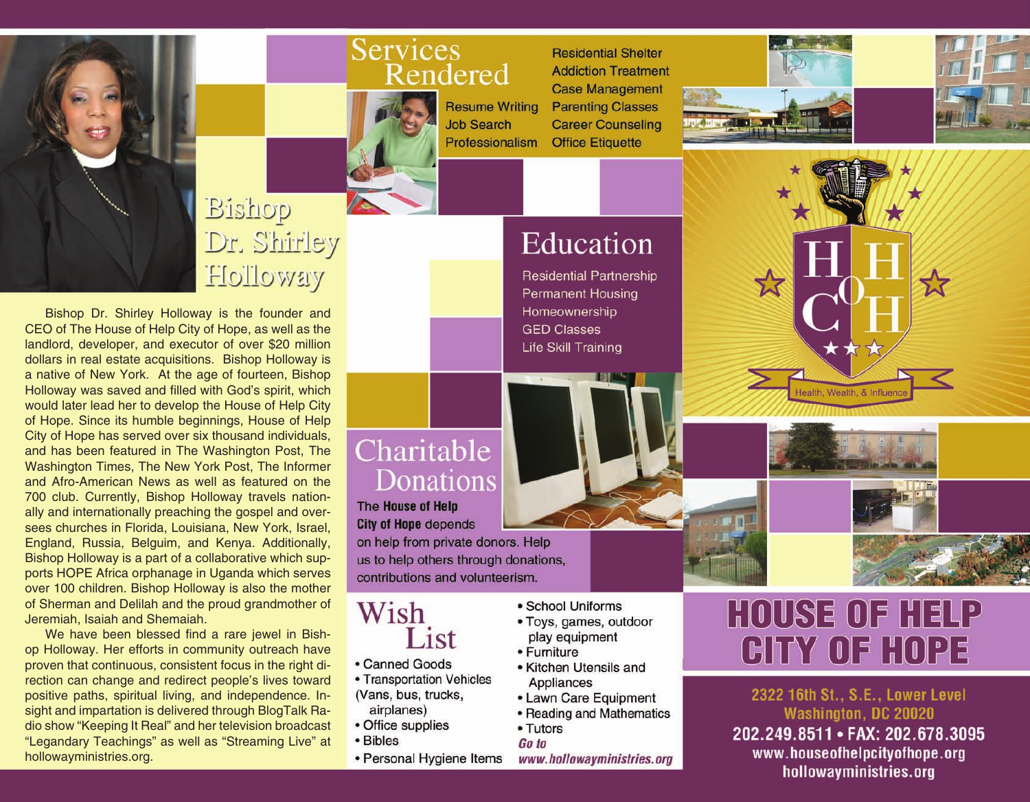## Bishop Dr. Shirley Holloway

Bishop Dr. Shirley Holloway is the founder and CEO of The House of Help City of Hope, as well as the landlord, developer, and executor of over $20 million dollars in real estate acquisitions. Bishop Holloway is a native of New York. At the age of fourteen, Bishop Holloway was saved and filled with God's spirit, which would later lead her to develop the House of Help City of Hope. Since its humble beginnings, House of Help City of Hope has served over six thousand individuals, and has been featured in The Washington Post, The Washington Times, The New York Post, The Informer and Afro-American News as well as featured on the 700 club. Currently, Bishop Holloway travels nationally and internationally preaching the gospel and oversees churches in Florida, Louisiana, New York, Israel, England, Russia, Belguim, and Kenya. Additionally, Bishop Holloway is a part of a collaborative which supports HOPE Africa orphanage in Uganda which serves over 100 children. Bishop Holloway is also the mother of Sherman and Delilah and the proud grandmother of Jeremiah, Isaiah and Shemaiah.

We have been blessed find a rare jewel in Bishop Holloway. Her efforts in community outreach have proven that continuous, consistent focus in the right direction can change and redirect people's lives toward positive paths, spiritual living, and independence. Insight and impartation is delivered through BlogTalk Radio show "Keeping It Real" and her television broadcast "Legandary Teachings" as well as "Streaming Live" at hollowayministries.org.

## Services Rendered

- Resume Writing
- Job Search
- Professionalism
- Residential Shelter
- Addiction Treatment
- Case Management
- Parenting Classes
- Career Counseling
- Office Etiquette

## Education

- Residential Partnership
- Permanent Housing
- Homeownership
- GED Classes
- Life Skill Training

## Charitable Donations

**The House of Help City of Hope** depends on help from private donors. Help us to help others through donations, contributions and volunteerism.

## Wish List

- Canned Goods
- Transportation Vehicles (Vans, bus, trucks, airplanes)
- Office supplies
- Bibles
- Personal Hygiene Items
- School Uniforms
- Toys, games, outdoor play equipment
- Furniture
- Kitchen Utensils and Appliances
- Lawn Care Equipment
- Reading and Mathematics
- Tutors

***Go to www.hollowayministries.org***

HHCOH

Health, Wealth, & Influence

# HOUSE OF HELP CITY OF HOPE

2322 16th St., S.E., Lower Level
Washington, DC 20020
202.249.8511 • FAX: 202.678.3095
www.houseofhelpcityofhope.org
hollowayministries.org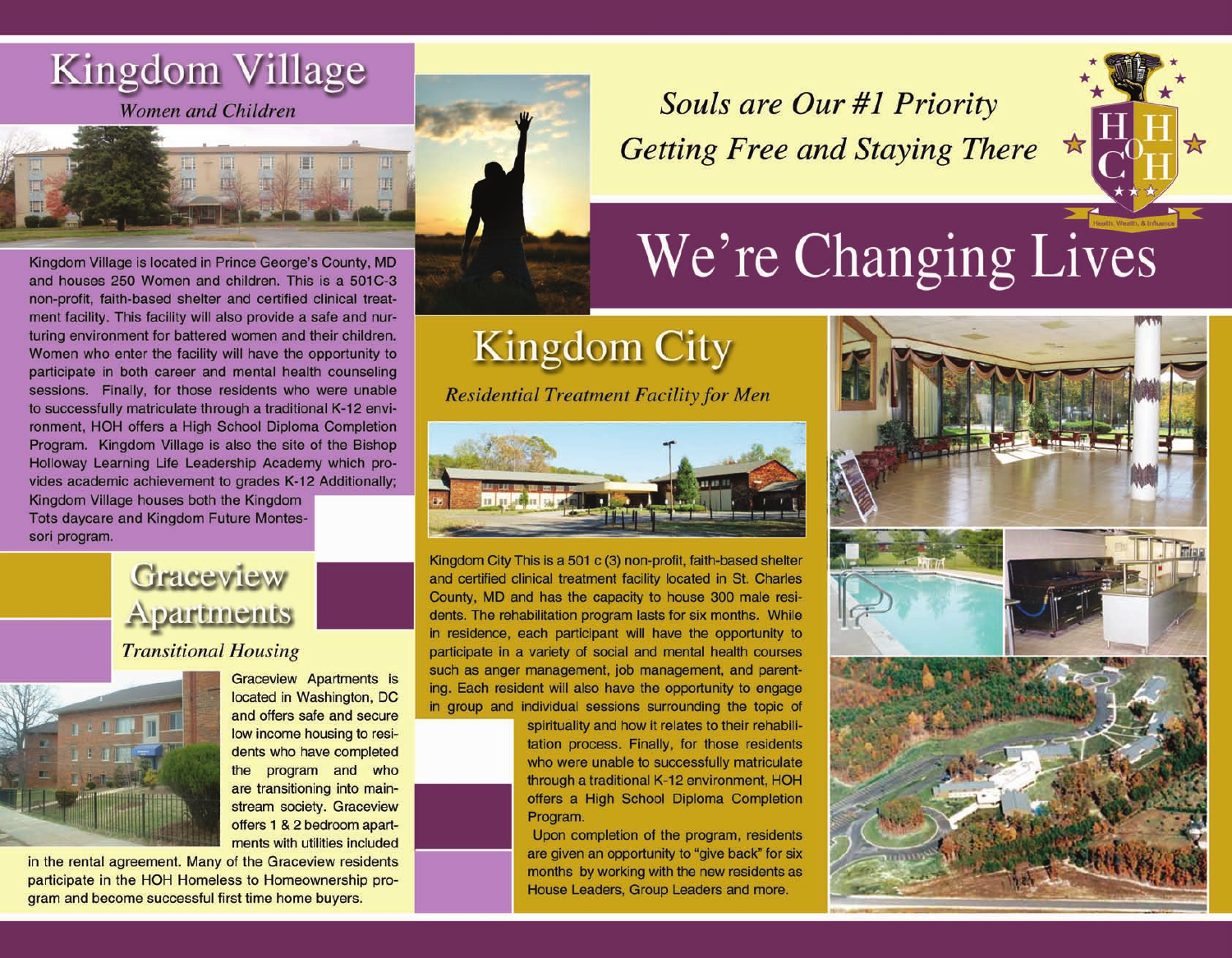# Kingdom Village

*Women and Children*

Kingdom Village is located in Prince George's County, MD and houses 250 Women and children. This is a 501C-3 non-profit, faith-based shelter and certified clinical treatment facility. This facility will also provide a safe and nurturing environment for battered women and their children. Women who enter the facility will have the opportunity to participate in both career and mental health counseling sessions. Finally, for those residents who were unable to successfully matriculate through a traditional K-12 environment, HOH offers a High School Diploma Completion Program. Kingdom Village is also the site of the Bishop Holloway Learning Life Leadership Academy which provides academic achievement to grades K-12 Additionally; Kingdom Village houses both the Kingdom Tots daycare and Kingdom Future Montessori program.

# Graceview Apartments

*Transitional Housing*

Graceview Apartments is located in Washington, DC and offers safe and secure low income housing to residents who have completed the program and who are transitioning into mainstream society. Graceview offers 1 & 2 bedroom apartments with utilities included in the rental agreement. Many of the Graceview residents participate in the HOH Homeless to Homeownership program and become successful first time home buyers.

*Souls are Our #1 Priority*
*Getting Free and Staying There*

HOH
CH

Health, Wealth, & Influence

# We're Changing Lives

# Kingdom City

*Residential Treatment Facility for Men*

Kingdom City This is a 501 c (3) non-profit, faith-based shelter and certified clinical treatment facility located in St. Charles County, MD and has the capacity to house 300 male residents. The rehabilitation program lasts for six months. While in residence, each participant will have the opportunity to participate in a variety of social and mental health courses such as anger management, job management, and parenting. Each resident will also have the opportunity to engage in group and individual sessions surrounding the topic of spirituality and how it relates to their rehabilitation process. Finally, for those residents who were unable to successfully matriculate through a traditional K-12 environment, HOH offers a High School Diploma Completion Program.

Upon completion of the program, residents are given an opportunity to "give back" for six months by working with the new residents as House Leaders, Group Leaders and more.